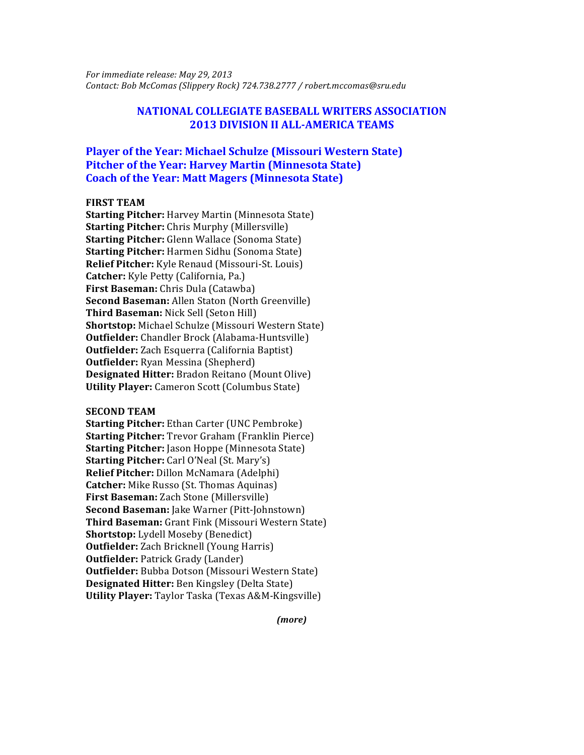*For immediate release: May 29, 2013*
*Contact: Bob McComas (Slippery Rock) 724.738.2777 / robert.mccomas@sru.edu*

# NATIONAL COLLEGIATE BASEBALL WRITERS ASSOCIATION
# 2013 DIVISION II ALL-AMERICA TEAMS

## Player of the Year: Michael Schulze (Missouri Western State)
## Pitcher of the Year: Harvey Martin (Minnesota State)
## Coach of the Year: Matt Magers (Minnesota State)

**FIRST TEAM**
**Starting Pitcher:** Harvey Martin (Minnesota State)
**Starting Pitcher:** Chris Murphy (Millersville)
**Starting Pitcher:** Glenn Wallace (Sonoma State)
**Starting Pitcher:** Harmen Sidhu (Sonoma State)
**Relief Pitcher:** Kyle Renaud (Missouri-St. Louis)
**Catcher:** Kyle Petty (California, Pa.)
**First Baseman:** Chris Dula (Catawba)
**Second Baseman:** Allen Staton (North Greenville)
**Third Baseman:** Nick Sell (Seton Hill)
**Shortstop:** Michael Schulze (Missouri Western State)
**Outfielder:** Chandler Brock (Alabama-Huntsville)
**Outfielder:** Zach Esquerra (California Baptist)
**Outfielder:** Ryan Messina (Shepherd)
**Designated Hitter:** Bradon Reitano (Mount Olive)
**Utility Player:** Cameron Scott (Columbus State)

**SECOND TEAM**
**Starting Pitcher:** Ethan Carter (UNC Pembroke)
**Starting Pitcher:** Trevor Graham (Franklin Pierce)
**Starting Pitcher:** Jason Hoppe (Minnesota State)
**Starting Pitcher:** Carl O'Neal (St. Mary's)
**Relief Pitcher:** Dillon McNamara (Adelphi)
**Catcher:** Mike Russo (St. Thomas Aquinas)
**First Baseman:** Zach Stone (Millersville)
**Second Baseman:** Jake Warner (Pitt-Johnstown)
**Third Baseman:** Grant Fink (Missouri Western State)
**Shortstop:** Lydell Moseby (Benedict)
**Outfielder:** Zach Bricknell (Young Harris)
**Outfielder:** Patrick Grady (Lander)
**Outfielder:** Bubba Dotson (Missouri Western State)
**Designated Hitter:** Ben Kingsley (Delta State)
**Utility Player:** Taylor Taska (Texas A&M-Kingsville)

***(more)***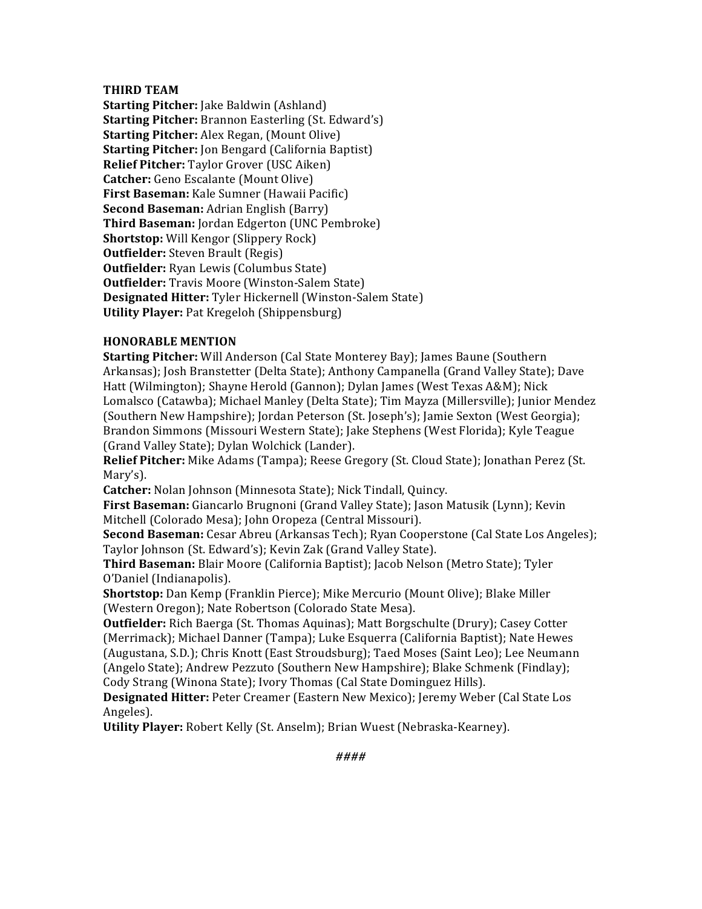**THIRD TEAM**

**Starting Pitcher:** Jake Baldwin (Ashland)
**Starting Pitcher:** Brannon Easterling (St. Edward's)
**Starting Pitcher:** Alex Regan, (Mount Olive)
**Starting Pitcher:** Jon Bengard (California Baptist)
**Relief Pitcher:** Taylor Grover (USC Aiken)
**Catcher:** Geno Escalante (Mount Olive)
**First Baseman:** Kale Sumner (Hawaii Pacific)
**Second Baseman:** Adrian English (Barry)
**Third Baseman:** Jordan Edgerton (UNC Pembroke)
**Shortstop:** Will Kengor (Slippery Rock)
**Outfielder:** Steven Brault (Regis)
**Outfielder:** Ryan Lewis (Columbus State)
**Outfielder:** Travis Moore (Winston-Salem State)
**Designated Hitter:** Tyler Hickernell (Winston-Salem State)
**Utility Player:** Pat Kregeloh (Shippensburg)

**HONORABLE MENTION**

**Starting Pitcher:** Will Anderson (Cal State Monterey Bay); James Baune (Southern Arkansas); Josh Branstetter (Delta State); Anthony Campanella (Grand Valley State); Dave Hatt (Wilmington); Shayne Herold (Gannon); Dylan James (West Texas A&M); Nick Lomalsco (Catawba); Michael Manley (Delta State); Tim Mayza (Millersville); Junior Mendez (Southern New Hampshire); Jordan Peterson (St. Joseph's); Jamie Sexton (West Georgia); Brandon Simmons (Missouri Western State); Jake Stephens (West Florida); Kyle Teague (Grand Valley State); Dylan Wolchick (Lander).
**Relief Pitcher:** Mike Adams (Tampa); Reese Gregory (St. Cloud State); Jonathan Perez (St. Mary's).
**Catcher:** Nolan Johnson (Minnesota State); Nick Tindall, Quincy.
**First Baseman:** Giancarlo Brugnoni (Grand Valley State); Jason Matusik (Lynn); Kevin Mitchell (Colorado Mesa); John Oropeza (Central Missouri).
**Second Baseman:** Cesar Abreu (Arkansas Tech); Ryan Cooperstone (Cal State Los Angeles); Taylor Johnson (St. Edward's); Kevin Zak (Grand Valley State).
**Third Baseman:** Blair Moore (California Baptist); Jacob Nelson (Metro State); Tyler O'Daniel (Indianapolis).
**Shortstop:** Dan Kemp (Franklin Pierce); Mike Mercurio (Mount Olive); Blake Miller (Western Oregon); Nate Robertson (Colorado State Mesa).
**Outfielder:** Rich Baerga (St. Thomas Aquinas); Matt Borgschulte (Drury); Casey Cotter (Merrimack); Michael Danner (Tampa); Luke Esquerra (California Baptist); Nate Hewes (Augustana, S.D.); Chris Knott (East Stroudsburg); Taed Moses (Saint Leo); Lee Neumann (Angelo State); Andrew Pezzuto (Southern New Hampshire); Blake Schmenk (Findlay); Cody Strang (Winona State); Ivory Thomas (Cal State Dominguez Hills).
**Designated Hitter:** Peter Creamer (Eastern New Mexico); Jeremy Weber (Cal State Los Angeles).
**Utility Player:** Robert Kelly (St. Anselm); Brian Wuest (Nebraska-Kearney).

####